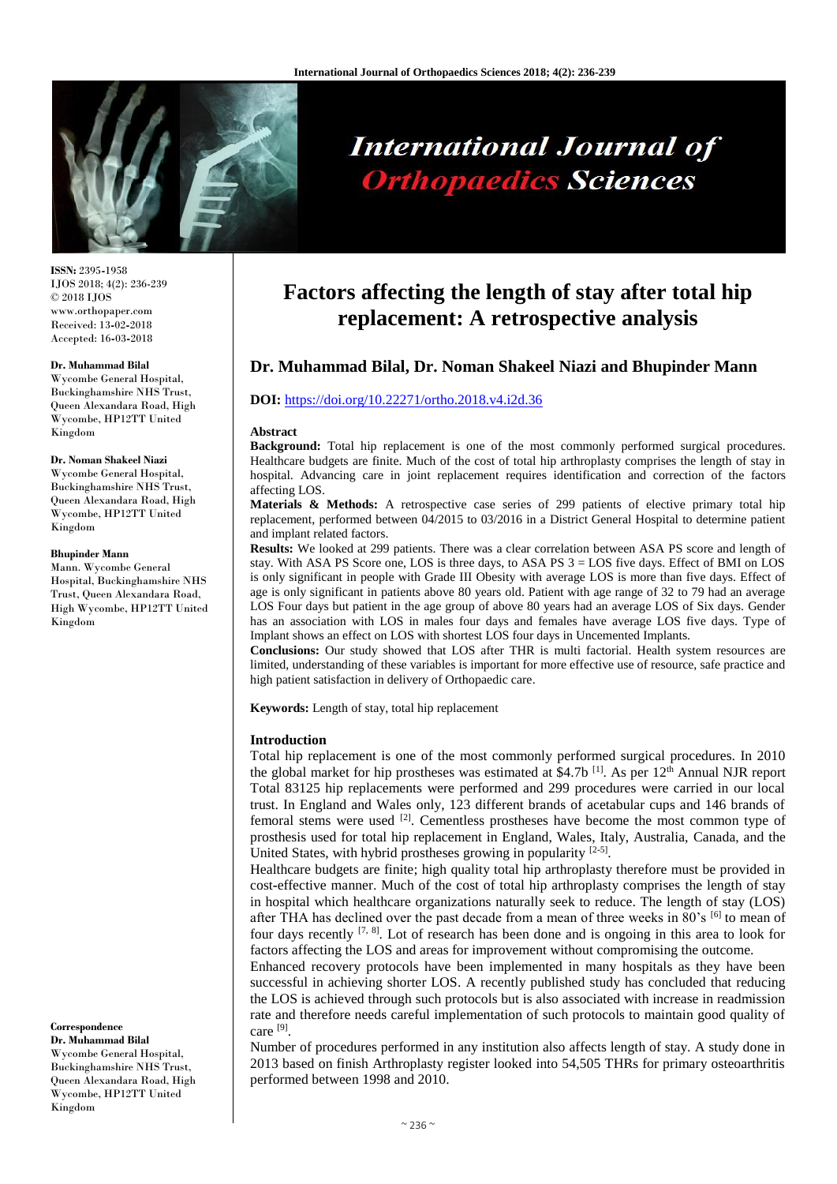# Factors affecting the length of stay after total hip replacement: A retrospective analysis

**Dr. Muhammad Bilal, Dr. Noman Shakeel Niazi and Bhupinder Mann**

**DOI:** https://doi.org/10.22271/ortho.2018.v4.i2d.36

ISSN: 2395-1958
IJOS 2018; 4(2): 236-239
© 2018 IJOS
www.orthopaper.com
Received: 13-02-2018
Accepted: 16-03-2018

**Dr. Muhammad Bilal**
Wycombe General Hospital, Buckinghamshire NHS Trust, Queen Alexandara Road, High Wycombe, HP12TT United Kingdom

**Dr. Noman Shakeel Niazi**
Wycombe General Hospital, Buckinghamshire NHS Trust, Queen Alexandara Road, High Wycombe, HP12TT United Kingdom

**Bhupinder Mann**
Mann. Wycombe General Hospital, Buckinghamshire NHS Trust, Queen Alexandara Road, High Wycombe, HP12TT United Kingdom

**Correspondence**
**Dr. Muhammad Bilal**
Wycombe General Hospital, Buckinghamshire NHS Trust, Queen Alexandara Road, High Wycombe, HP12TT United Kingdom

## Abstract

**Background:** Total hip replacement is one of the most commonly performed surgical procedures. Healthcare budgets are finite. Much of the cost of total hip arthroplasty comprises the length of stay in hospital. Advancing care in joint replacement requires identification and correction of the factors affecting LOS.

**Materials & Methods:** A retrospective case series of 299 patients of elective primary total hip replacement, performed between 04/2015 to 03/2016 in a District General Hospital to determine patient and implant related factors.

**Results:** We looked at 299 patients. There was a clear correlation between ASA PS score and length of stay. With ASA PS Score one, LOS is three days, to ASA PS 3 = LOS five days. Effect of BMI on LOS is only significant in people with Grade III Obesity with average LOS is more than five days. Effect of age is only significant in patients above 80 years old. Patient with age range of 32 to 79 had an average LOS Four days but patient in the age group of above 80 years had an average LOS of Six days. Gender has an association with LOS in males four days and females have average LOS five days. Type of Implant shows an effect on LOS with shortest LOS four days in Uncemented Implants.

**Conclusions:** Our study showed that LOS after THR is multi factorial. Health system resources are limited, understanding of these variables is important for more effective use of resource, safe practice and high patient satisfaction in delivery of Orthopaedic care.

**Keywords:** Length of stay, total hip replacement

## Introduction

Total hip replacement is one of the most commonly performed surgical procedures. In 2010 the global market for hip prostheses was estimated at $4.7b [1]. As per 12th Annual NJR report Total 83125 hip replacements were performed and 299 procedures were carried in our local trust. In England and Wales only, 123 different brands of acetabular cups and 146 brands of femoral stems were used [2]. Cementless prostheses have become the most common type of prosthesis used for total hip replacement in England, Wales, Italy, Australia, Canada, and the United States, with hybrid prostheses growing in popularity [2-5].

Healthcare budgets are finite; high quality total hip arthroplasty therefore must be provided in cost-effective manner. Much of the cost of total hip arthroplasty comprises the length of stay in hospital which healthcare organizations naturally seek to reduce. The length of stay (LOS) after THA has declined over the past decade from a mean of three weeks in 80's [6] to mean of four days recently [7, 8]. Lot of research has been done and is ongoing in this area to look for factors affecting the LOS and areas for improvement without compromising the outcome.

Enhanced recovery protocols have been implemented in many hospitals as they have been successful in achieving shorter LOS. A recently published study has concluded that reducing the LOS is achieved through such protocols but is also associated with increase in readmission rate and therefore needs careful implementation of such protocols to maintain good quality of care [9].

Number of procedures performed in any institution also affects length of stay. A study done in 2013 based on finish Arthroplasty register looked into 54,505 THRs for primary osteoarthritis performed between 1998 and 2010.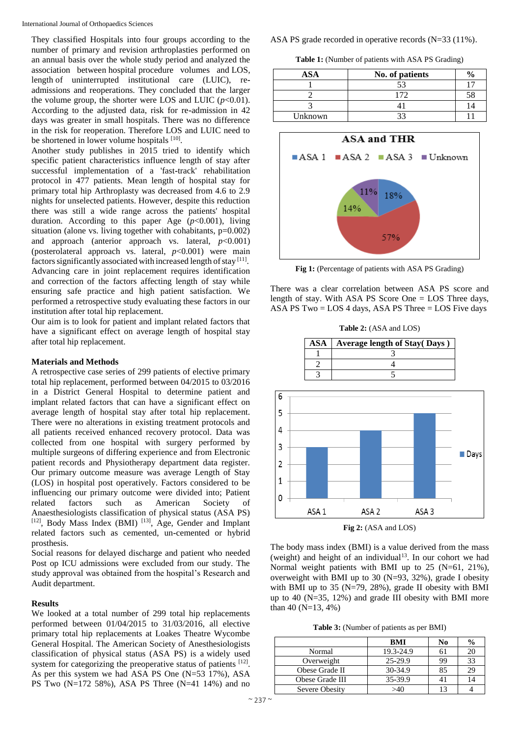They classified Hospitals into four groups according to the number of primary and revision arthroplasties performed on an annual basis over the whole study period and analyzed the association between hospital procedure volumes and LOS, length of uninterrupted institutional care (LUIC), re-admissions and reoperations. They concluded that the larger the volume group, the shorter were LOS and LUIC ($p<0.01$). According to the adjusted data, risk for re-admission in 42 days was greater in small hospitals. There was no difference in the risk for reoperation. Therefore LOS and LUIC need to be shortened in lower volume hospitals [10].

Another study publishes in 2015 tried to identify which specific patient characteristics influence length of stay after successful implementation of a 'fast-track' rehabilitation protocol in 477 patients. Mean length of hospital stay for primary total hip Arthroplasty was decreased from 4.6 to 2.9 nights for unselected patients. However, despite this reduction there was still a wide range across the patients' hospital duration. According to this paper Age ($p<0.001$), living situation (alone vs. living together with cohabitants, p=0.002) and approach (anterior approach vs. lateral, $p<0.001$) (posterolateral approach vs. lateral, $p<0.001$) were main factors significantly associated with increased length of stay [11].

Advancing care in joint replacement requires identification and correction of the factors affecting length of stay while ensuring safe practice and high patient satisfaction. We performed a retrospective study evaluating these factors in our institution after total hip replacement.

Our aim is to look for patient and implant related factors that have a significant effect on average length of hospital stay after total hip replacement.

## Materials and Methods

A retrospective case series of 299 patients of elective primary total hip replacement, performed between 04/2015 to 03/2016 in a District General Hospital to determine patient and implant related factors that can have a significant effect on average length of hospital stay after total hip replacement. There were no alterations in existing treatment protocols and all patients received enhanced recovery protocol. Data was collected from one hospital with surgery performed by multiple surgeons of differing experience and from Electronic patient records and Physiotherapy department data register. Our primary outcome measure was average Length of Stay (LOS) in hospital post operatively. Factors considered to be influencing our primary outcome were divided into; Patient related factors such as American Society of Anaesthesiologists classification of physical status (ASA PS) [12], Body Mass Index (BMI) [13], Age, Gender and Implant related factors such as cemented, un-cemented or hybrid prosthesis.

Social reasons for delayed discharge and patient who needed Post op ICU admissions were excluded from our study. The study approval was obtained from the hospital's Research and Audit department.

## Results

We looked at a total number of 299 total hip replacements performed between 01/04/2015 to 31/03/2016, all elective primary total hip replacements at Loakes Theatre Wycombe General Hospital. The American Society of Anesthesiologists classification of physical status (ASA PS) is a widely used system for categorizing the preoperative status of patients [12]. As per this system we had ASA PS One (N=53 17%), ASA PS Two (N=172 58%), ASA PS Three (N=41 14%) and no ASA PS grade recorded in operative records (N=33 (11%).

**Table 1:** (Number of patients with ASA PS Grading)

| ASA | No. of patients | % |
|---|---|---|
| 1 | 53 | 17 |
| 2 | 172 | 58 |
| 3 | 41 | 14 |
| Unknown | 33 | 11 |

**Fig 1:** (Percentage of patients with ASA PS Grading)

There was a clear correlation between ASA PS score and length of stay. With ASA PS Score One = LOS Three days, ASA PS Two = LOS 4 days, ASA PS Three = LOS Five days

**Table 2:** (ASA and LOS)

| ASA | Average length of Stay( Days ) |
|---|---|
| 1 | 3 |
| 2 | 4 |
| 3 | 5 |

**Fig 2:** (ASA and LOS)

The body mass index (BMI) is a value derived from the mass (weight) and height of an individual[13]. In our cohort we had Normal weight patients with BMI up to 25 (N=61, 21%), overweight with BMI up to 30 (N=93, 32%), grade I obesity with BMI up to 35 (N=79, 28%), grade II obesity with BMI up to 40 (N=35, 12%) and grade III obesity with BMI more than 40 (N=13, 4%)

**Table 3:** (Number of patients as per BMI)

| | BMI | No | % |
|---|---|---|---|
| Normal | 19.3-24.9 | 61 | 20 |
| Overweight | 25-29.9 | 99 | 33 |
| Obese Grade II | 30-34.9 | 85 | 29 |
| Obese Grade III | 35-39.9 | 41 | 14 |
| Severe Obesity | >40 | 13 | 4 |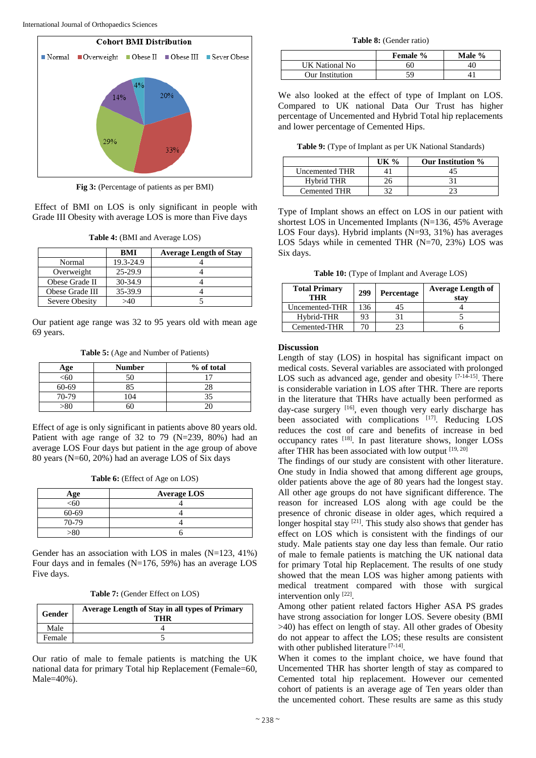Fig 3: (Percentage of patients as per BMI)

Effect of BMI on LOS is only significant in people with Grade III Obesity with average LOS is more than Five days

**Table 4:** (BMI and Average LOS)

| | BMI | Average Length of Stay |
|---|---|---|
| Normal | 19.3-24.9 | 4 |
| Overweight | 25-29.9 | 4 |
| Obese Grade II | 30-34.9 | 4 |
| Obese Grade III | 35-39.9 | 4 |
| Severe Obesity | >40 | 5 |

Our patient age range was 32 to 95 years old with mean age 69 years.

**Table 5:** (Age and Number of Patients)

| Age | Number | % of total |
|---|---|---|
| <60 | 50 | 17 |
| 60-69 | 85 | 28 |
| 70-79 | 104 | 35 |
| >80 | 60 | 20 |

Effect of age is only significant in patients above 80 years old. Patient with age range of 32 to 79 (N=239, 80%) had an average LOS Four days but patient in the age group of above 80 years (N=60, 20%) had an average LOS of Six days

**Table 6:** (Effect of Age on LOS)

| Age | Average LOS |
|---|---|
| <60 | 4 |
| 60-69 | 4 |
| 70-79 | 4 |
| >80 | 6 |

Gender has an association with LOS in males (N=123, 41%) Four days and in females (N=176, 59%) has an average LOS Five days.

**Table 7:** (Gender Effect on LOS)

| Gender | Average Length of Stay in all types of Primary THR |
|---|---|
| Male | 4 |
| Female | 5 |

Our ratio of male to female patients is matching the UK national data for primary Total hip Replacement (Female=60, Male=40%).

**Table 8:** (Gender ratio)

| | Female % | Male % |
|---|---|---|
| UK National No | 60 | 40 |
| Our Institution | 59 | 41 |

We also looked at the effect of type of Implant on LOS. Compared to UK national Data Our Trust has higher percentage of Uncemented and Hybrid Total hip replacements and lower percentage of Cemented Hips.

**Table 9:** (Type of Implant as per UK National Standards)

| | UK % | Our Institution % |
|---|---|---|
| Uncemented THR | 41 | 45 |
| Hybrid THR | 26 | 31 |
| Cemented THR | 32 | 23 |

Type of Implant shows an effect on LOS in our patient with shortest LOS in Uncemented Implants (N=136, 45% Average LOS Four days). Hybrid implants (N=93, 31%) has averages LOS 5days while in cemented THR (N=70, 23%) LOS was Six days.

**Table 10:** (Type of Implant and Average LOS)

| Total Primary THR | 299 | Percentage | Average Length of stay |
|---|---|---|---|
| Uncemented-THR | 136 | 45 | 4 |
| Hybrid-THR | 93 | 31 | 5 |
| Cemented-THR | 70 | 23 | 6 |

## Discussion

Length of stay (LOS) in hospital has significant impact on medical costs. Several variables are associated with prolonged LOS such as advanced age, gender and obesity [7-14-15]. There is considerable variation in LOS after THR. There are reports in the literature that THRs have actually been performed as day-case surgery [16], even though very early discharge has been associated with complications [17]. Reducing LOS reduces the cost of care and benefits of increase in bed occupancy rates [18]. In past literature shows, longer LOSs after THR has been associated with low output [19, 20]

The findings of our study are consistent with other literature. One study in India showed that among different age groups, older patients above the age of 80 years had the longest stay. All other age groups do not have significant difference. The reason for increased LOS along with age could be the presence of chronic disease in older ages, which required a longer hospital stay [21]. This study also shows that gender has effect on LOS which is consistent with the findings of our study. Male patients stay one day less than female. Our ratio of male to female patients is matching the UK national data for primary Total hip Replacement. The results of one study showed that the mean LOS was higher among patients with medical treatment compared with those with surgical intervention only [22].

Among other patient related factors Higher ASA PS grades have strong association for longer LOS. Severe obesity (BMI >40) has effect on length of stay. All other grades of Obesity do not appear to affect the LOS; these results are consistent with other published literature [7-14].

When it comes to the implant choice, we have found that Uncemented THR has shorter length of stay as compared to Cemented total hip replacement. However our cemented cohort of patients is an average age of Ten years older than the uncemented cohort. These results are same as this study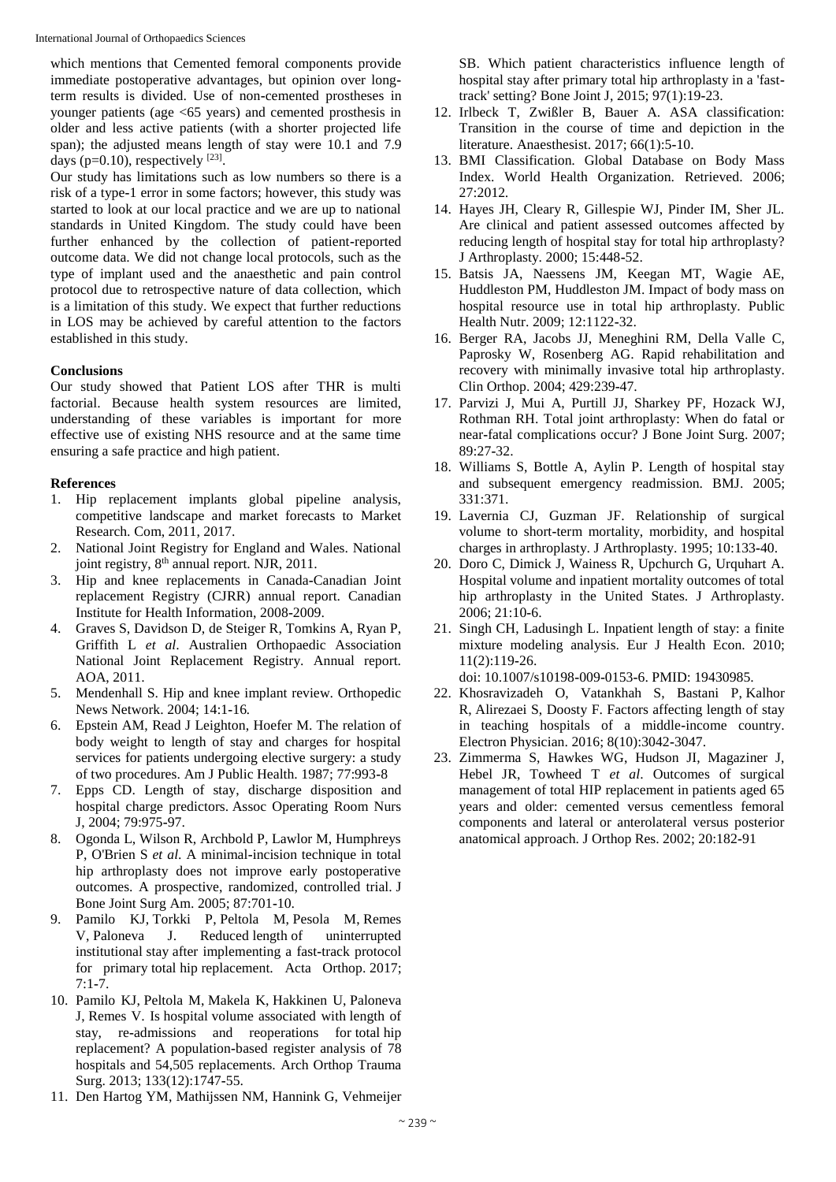which mentions that Cemented femoral components provide immediate postoperative advantages, but opinion over long-term results is divided. Use of non-cemented prostheses in younger patients (age <65 years) and cemented prosthesis in older and less active patients (with a shorter projected life span); the adjusted means length of stay were 10.1 and 7.9 days (p=0.10), respectively [23].

Our study has limitations such as low numbers so there is a risk of a type-1 error in some factors; however, this study was started to look at our local practice and we are up to national standards in United Kingdom. The study could have been further enhanced by the collection of patient-reported outcome data. We did not change local protocols, such as the type of implant used and the anaesthetic and pain control protocol due to retrospective nature of data collection, which is a limitation of this study. We expect that further reductions in LOS may be achieved by careful attention to the factors established in this study.

## Conclusions

Our study showed that Patient LOS after THR is multi factorial. Because health system resources are limited, understanding of these variables is important for more effective use of existing NHS resource and at the same time ensuring a safe practice and high patient.

## References

1. Hip replacement implants global pipeline analysis, competitive landscape and market forecasts to Market Research. Com, 2011, 2017.
2. National Joint Registry for England and Wales. National joint registry, 8th annual report. NJR, 2011.
3. Hip and knee replacements in Canada-Canadian Joint replacement Registry (CJRR) annual report. Canadian Institute for Health Information, 2008-2009.
4. Graves S, Davidson D, de Steiger R, Tomkins A, Ryan P, Griffith L *et al*. Australien Orthopaedic Association National Joint Replacement Registry. Annual report. AOA, 2011.
5. Mendenhall S. Hip and knee implant review. Orthopedic News Network. 2004; 14:1-16.
6. Epstein AM, Read J Leighton, Hoefer M. The relation of body weight to length of stay and charges for hospital services for patients undergoing elective surgery: a study of two procedures. Am J Public Health. 1987; 77:993-8
7. Epps CD. Length of stay, discharge disposition and hospital charge predictors. Assoc Operating Room Nurs J, 2004; 79:975-97.
8. Ogonda L, Wilson R, Archbold P, Lawlor M, Humphreys P, O'Brien S *et al*. A minimal-incision technique in total hip arthroplasty does not improve early postoperative outcomes. A prospective, randomized, controlled trial. J Bone Joint Surg Am. 2005; 87:701-10.
9. Pamilo KJ, Torkki P, Peltola M, Pesola M, Remes V, Paloneva J. Reduced length of uninterrupted institutional stay after implementing a fast-track protocol for primary total hip replacement. Acta Orthop. 2017; 7:1-7.
10. Pamilo KJ, Peltola M, Makela K, Hakkinen U, Paloneva J, Remes V. Is hospital volume associated with length of stay, re-admissions and reoperations for total hip replacement? A population-based register analysis of 78 hospitals and 54,505 replacements. Arch Orthop Trauma Surg. 2013; 133(12):1747-55.
11. Den Hartog YM, Mathijssen NM, Hannink G, Vehmeijer SB. Which patient characteristics influence length of hospital stay after primary total hip arthroplasty in a 'fast-track' setting? Bone Joint J, 2015; 97(1):19-23.
12. Irlbeck T, Zwißler B, Bauer A. ASA classification: Transition in the course of time and depiction in the literature. Anaesthesist. 2017; 66(1):5-10.
13. BMI Classification. Global Database on Body Mass Index. World Health Organization. Retrieved. 2006; 27:2012.
14. Hayes JH, Cleary R, Gillespie WJ, Pinder IM, Sher JL. Are clinical and patient assessed outcomes affected by reducing length of hospital stay for total hip arthroplasty? J Arthroplasty. 2000; 15:448-52.
15. Batsis JA, Naessens JM, Keegan MT, Wagie AE, Huddleston PM, Huddleston JM. Impact of body mass on hospital resource use in total hip arthroplasty. Public Health Nutr. 2009; 12:1122-32.
16. Berger RA, Jacobs JJ, Meneghini RM, Della Valle C, Paprosky W, Rosenberg AG. Rapid rehabilitation and recovery with minimally invasive total hip arthroplasty. Clin Orthop. 2004; 429:239-47.
17. Parvizi J, Mui A, Purtill JJ, Sharkey PF, Hozack WJ, Rothman RH. Total joint arthroplasty: When do fatal or near-fatal complications occur? J Bone Joint Surg. 2007; 89:27-32.
18. Williams S, Bottle A, Aylin P. Length of hospital stay and subsequent emergency readmission. BMJ. 2005; 331:371.
19. Lavernia CJ, Guzman JF. Relationship of surgical volume to short-term mortality, morbidity, and hospital charges in arthroplasty. J Arthroplasty. 1995; 10:133-40.
20. Doro C, Dimick J, Wainess R, Upchurch G, Urquhart A. Hospital volume and inpatient mortality outcomes of total hip arthroplasty in the United States. J Arthroplasty. 2006; 21:10-6.
21. Singh CH, Ladusingh L. Inpatient length of stay: a finite mixture modeling analysis. Eur J Health Econ. 2010; 11(2):119-26.
 doi: 10.1007/s10198-009-0153-6. PMID: 19430985.
22. Khosravizadeh O, Vatankhah S, Bastani P, Kalhor R, Alirezaei S, Doosty F. Factors affecting length of stay in teaching hospitals of a middle-income country. Electron Physician. 2016; 8(10):3042-3047.
23. Zimmerma S, Hawkes WG, Hudson JI, Magaziner J, Hebel JR, Towheed T *et al*. Outcomes of surgical management of total HIP replacement in patients aged 65 years and older: cemented versus cementless femoral components and lateral or anterolateral versus posterior anatomical approach. J Orthop Res. 2002; 20:182-91